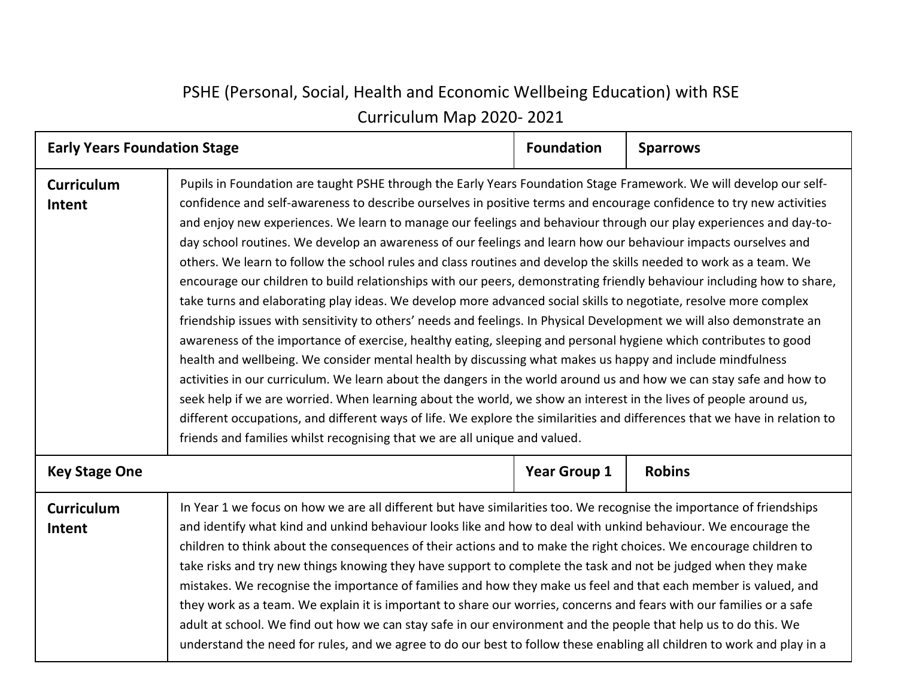# PSHE (Personal, Social, Health and Economic Wellbeing Education) with RSE

## Curriculum Map 2020- 2021

| **Early Years Foundation Stage** | | **Foundation** | **Sparrows** |
|---|---|---|---|
| **Curriculum Intent** | Pupils in Foundation are taught PSHE through the Early Years Foundation Stage Framework. We will develop our self-confidence and self-awareness to describe ourselves in positive terms and encourage confidence to try new activities and enjoy new experiences. We learn to manage our feelings and behaviour through our play experiences and day-to-day school routines. We develop an awareness of our feelings and learn how our behaviour impacts ourselves and others. We learn to follow the school rules and class routines and develop the skills needed to work as a team. We encourage our children to build relationships with our peers, demonstrating friendly behaviour including how to share, take turns and elaborating play ideas. We develop more advanced social skills to negotiate, resolve more complex friendship issues with sensitivity to others' needs and feelings. In Physical Development we will also demonstrate an awareness of the importance of exercise, healthy eating, sleeping and personal hygiene which contributes to good health and wellbeing. We consider mental health by discussing what makes us happy and include mindfulness activities in our curriculum. We learn about the dangers in the world around us and how we can stay safe and how to seek help if we are worried. When learning about the world, we show an interest in the lives of people around us, different occupations, and different ways of life. We explore the similarities and differences that we have in relation to friends and families whilst recognising that we are all unique and valued. | | |
| **Key Stage One** | | **Year Group 1** | **Robins** |
| **Curriculum Intent** | In Year 1 we focus on how we are all different but have similarities too. We recognise the importance of friendships and identify what kind and unkind behaviour looks like and how to deal with unkind behaviour. We encourage the children to think about the consequences of their actions and to make the right choices. We encourage children to take risks and try new things knowing they have support to complete the task and not be judged when they make mistakes. We recognise the importance of families and how they make us feel and that each member is valued, and they work as a team. We explain it is important to share our worries, concerns and fears with our families or a safe adult at school. We find out how we can stay safe in our environment and the people that help us to do this. We understand the need for rules, and we agree to do our best to follow these enabling all children to work and play in a | | |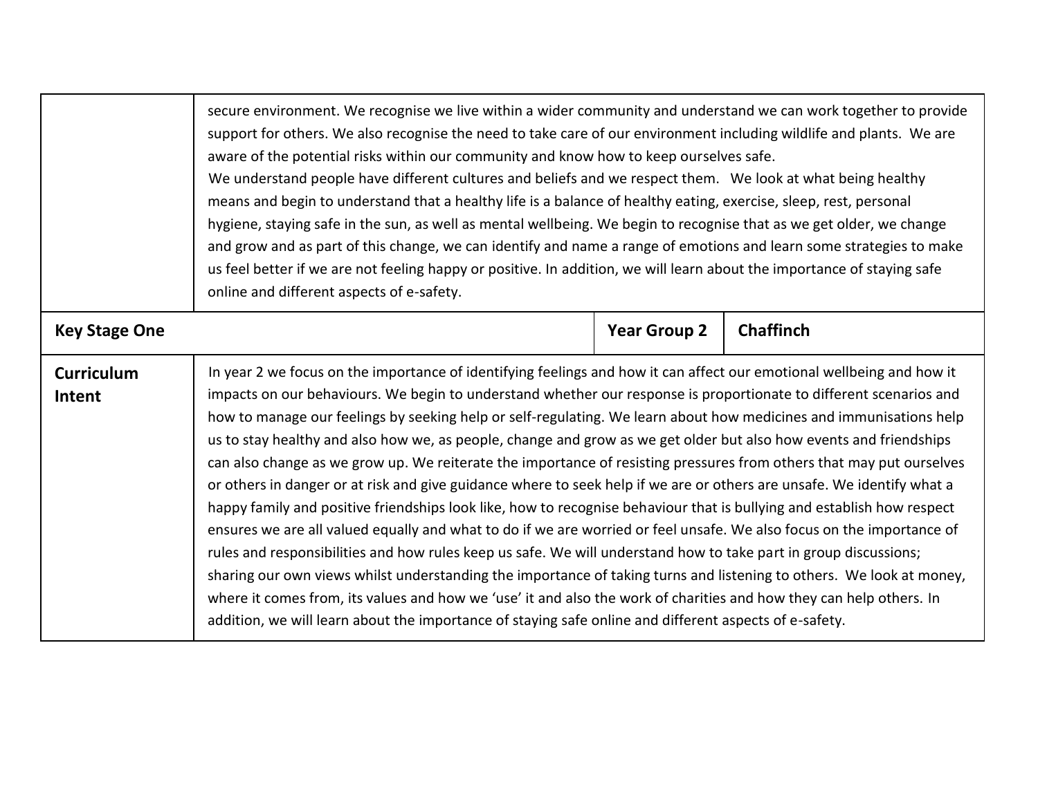| | | | |
|---|---|---|---|
| | secure environment. We recognise we live within a wider community and understand we can work together to provide support for others. We also recognise the need to take care of our environment including wildlife and plants. We are aware of the potential risks within our community and know how to keep ourselves safe.<br>We understand people have different cultures and beliefs and we respect them. We look at what being healthy means and begin to understand that a healthy life is a balance of healthy eating, exercise, sleep, rest, personal hygiene, staying safe in the sun, as well as mental wellbeing. We begin to recognise that as we get older, we change and grow and as part of this change, we can identify and name a range of emotions and learn some strategies to make us feel better if we are not feeling happy or positive. In addition, we will learn about the importance of staying safe online and different aspects of e-safety. | | |
| **Key Stage One** | | **Year Group 2** | **Chaffinch** |
| **Curriculum Intent** | In year 2 we focus on the importance of identifying feelings and how it can affect our emotional wellbeing and how it impacts on our behaviours. We begin to understand whether our response is proportionate to different scenarios and how to manage our feelings by seeking help or self-regulating. We learn about how medicines and immunisations help us to stay healthy and also how we, as people, change and grow as we get older but also how events and friendships can also change as we grow up. We reiterate the importance of resisting pressures from others that may put ourselves or others in danger or at risk and give guidance where to seek help if we are or others are unsafe. We identify what a happy family and positive friendships look like, how to recognise behaviour that is bullying and establish how respect ensures we are all valued equally and what to do if we are worried or feel unsafe. We also focus on the importance of rules and responsibilities and how rules keep us safe. We will understand how to take part in group discussions; sharing our own views whilst understanding the importance of taking turns and listening to others. We look at money, where it comes from, its values and how we 'use' it and also the work of charities and how they can help others. In addition, we will learn about the importance of staying safe online and different aspects of e-safety. | | |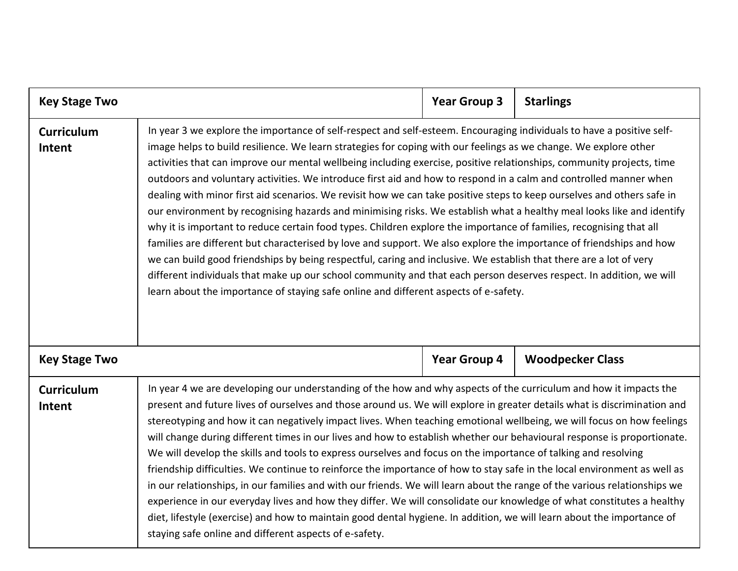| Key Stage Two | | Year Group 3 | Starlings |
|---|---|---|---|
| **Curriculum Intent** | In year 3 we explore the importance of self-respect and self-esteem. Encouraging individuals to have a positive self-image helps to build resilience. We learn strategies for coping with our feelings as we change. We explore other activities that can improve our mental wellbeing including exercise, positive relationships, community projects, time outdoors and voluntary activities. We introduce first aid and how to respond in a calm and controlled manner when dealing with minor first aid scenarios. We revisit how we can take positive steps to keep ourselves and others safe in our environment by recognising hazards and minimising risks. We establish what a healthy meal looks like and identify why it is important to reduce certain food types. Children explore the importance of families, recognising that all families are different but characterised by love and support. We also explore the importance of friendships and how we can build good friendships by being respectful, caring and inclusive. We establish that there are a lot of very different individuals that make up our school community and that each person deserves respect. In addition, we will learn about the importance of staying safe online and different aspects of e-safety. | | |

| Key Stage Two | | Year Group 4 | Woodpecker Class |
|---|---|---|---|
| **Curriculum Intent** | In year 4 we are developing our understanding of the how and why aspects of the curriculum and how it impacts the present and future lives of ourselves and those around us. We will explore in greater details what is discrimination and stereotyping and how it can negatively impact lives. When teaching emotional wellbeing, we will focus on how feelings will change during different times in our lives and how to establish whether our behavioural response is proportionate. We will develop the skills and tools to express ourselves and focus on the importance of talking and resolving friendship difficulties. We continue to reinforce the importance of how to stay safe in the local environment as well as in our relationships, in our families and with our friends. We will learn about the range of the various relationships we experience in our everyday lives and how they differ. We will consolidate our knowledge of what constitutes a healthy diet, lifestyle (exercise) and how to maintain good dental hygiene. In addition, we will learn about the importance of staying safe online and different aspects of e-safety. | | |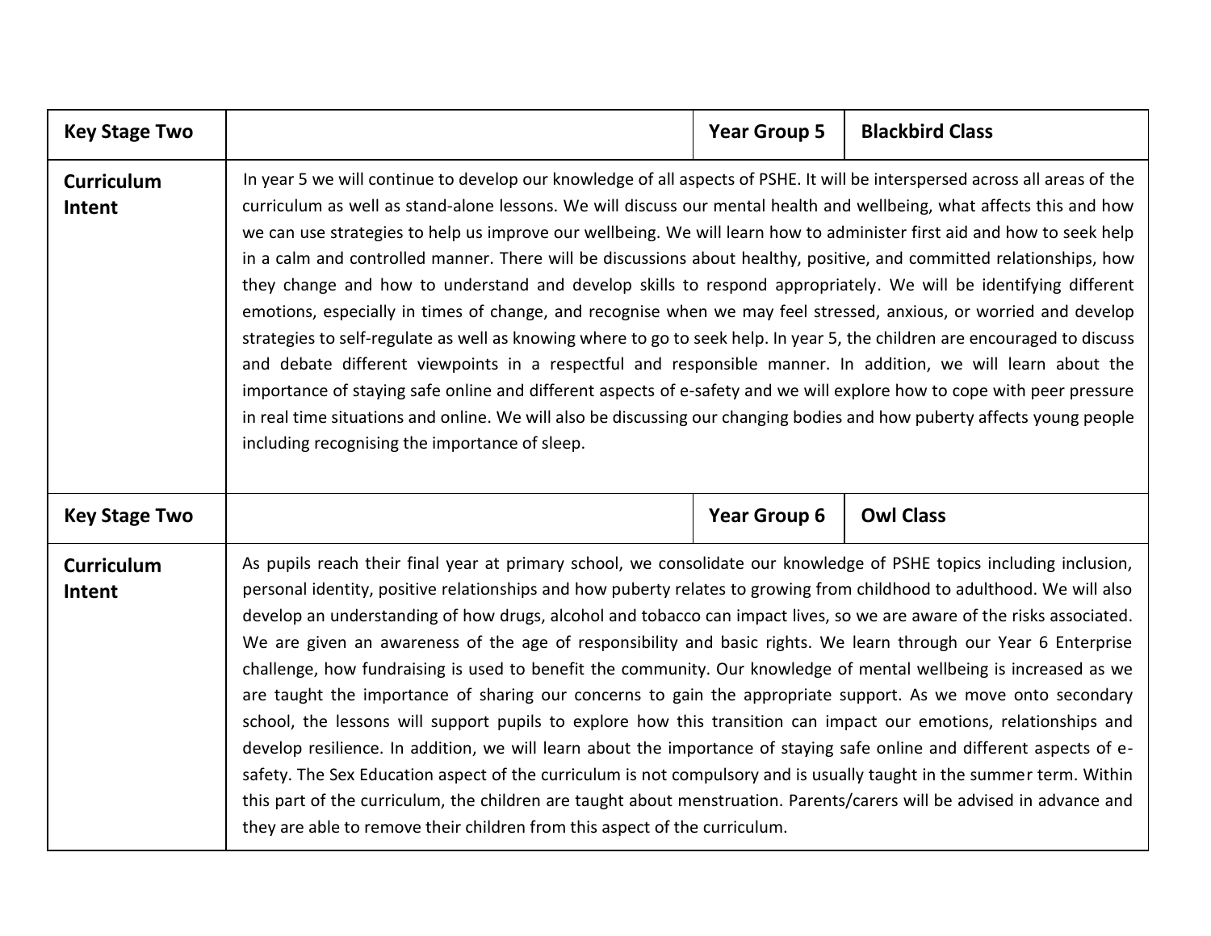| | | | |
|---|---|---|---|
| **Key Stage Two** | | **Year Group 5** | **Blackbird Class** |
| **Curriculum Intent** | In year 5 we will continue to develop our knowledge of all aspects of PSHE. It will be interspersed across all areas of the curriculum as well as stand-alone lessons. We will discuss our mental health and wellbeing, what affects this and how we can use strategies to help us improve our wellbeing. We will learn how to administer first aid and how to seek help in a calm and controlled manner. There will be discussions about healthy, positive, and committed relationships, how they change and how to understand and develop skills to respond appropriately. We will be identifying different emotions, especially in times of change, and recognise when we may feel stressed, anxious, or worried and develop strategies to self-regulate as well as knowing where to go to seek help. In year 5, the children are encouraged to discuss and debate different viewpoints in a respectful and responsible manner. In addition, we will learn about the importance of staying safe online and different aspects of e-safety and we will explore how to cope with peer pressure in real time situations and online. We will also be discussing our changing bodies and how puberty affects young people including recognising the importance of sleep. | | |
| **Key Stage Two** | | **Year Group 6** | **Owl Class** |
| **Curriculum Intent** | As pupils reach their final year at primary school, we consolidate our knowledge of PSHE topics including inclusion, personal identity, positive relationships and how puberty relates to growing from childhood to adulthood. We will also develop an understanding of how drugs, alcohol and tobacco can impact lives, so we are aware of the risks associated. We are given an awareness of the age of responsibility and basic rights. We learn through our Year 6 Enterprise challenge, how fundraising is used to benefit the community. Our knowledge of mental wellbeing is increased as we are taught the importance of sharing our concerns to gain the appropriate support. As we move onto secondary school, the lessons will support pupils to explore how this transition can impact our emotions, relationships and develop resilience. In addition, we will learn about the importance of staying safe online and different aspects of e-safety. The Sex Education aspect of the curriculum is not compulsory and is usually taught in the summer term. Within this part of the curriculum, the children are taught about menstruation. Parents/carers will be advised in advance and they are able to remove their children from this aspect of the curriculum. | | |